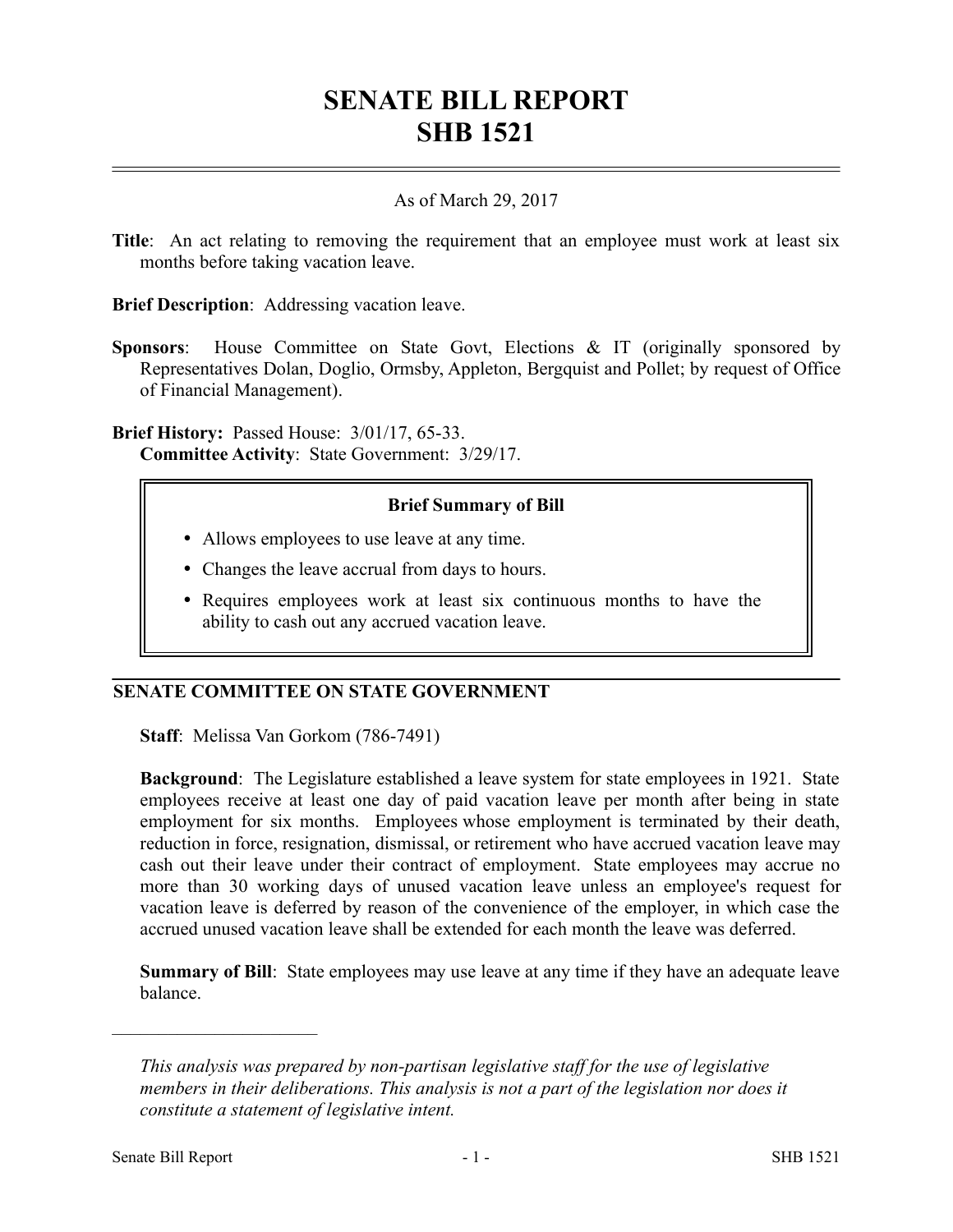# SENATE BILL REPORT
# SHB 1521

As of March 29, 2017

**Title**: An act relating to removing the requirement that an employee must work at least six months before taking vacation leave.

**Brief Description**: Addressing vacation leave.

**Sponsors**: House Committee on State Govt, Elections & IT (originally sponsored by Representatives Dolan, Doglio, Ormsby, Appleton, Bergquist and Pollet; by request of Office of Financial Management).

**Brief History:** Passed House: 3/01/17, 65-33.
**Committee Activity**: State Government: 3/29/17.

### Brief Summary of Bill

- Allows employees to use leave at any time.
- Changes the leave accrual from days to hours.
- Requires employees work at least six continuous months to have the ability to cash out any accrued vacation leave.

## SENATE COMMITTEE ON STATE GOVERNMENT

**Staff**: Melissa Van Gorkom (786-7491)

**Background**: The Legislature established a leave system for state employees in 1921. State employees receive at least one day of paid vacation leave per month after being in state employment for six months. Employees whose employment is terminated by their death, reduction in force, resignation, dismissal, or retirement who have accrued vacation leave may cash out their leave under their contract of employment. State employees may accrue no more than 30 working days of unused vacation leave unless an employee's request for vacation leave is deferred by reason of the convenience of the employer, in which case the accrued unused vacation leave shall be extended for each month the leave was deferred.

**Summary of Bill**: State employees may use leave at any time if they have an adequate leave balance.

---

*This analysis was prepared by non-partisan legislative staff for the use of legislative members in their deliberations. This analysis is not a part of the legislation nor does it constitute a statement of legislative intent.*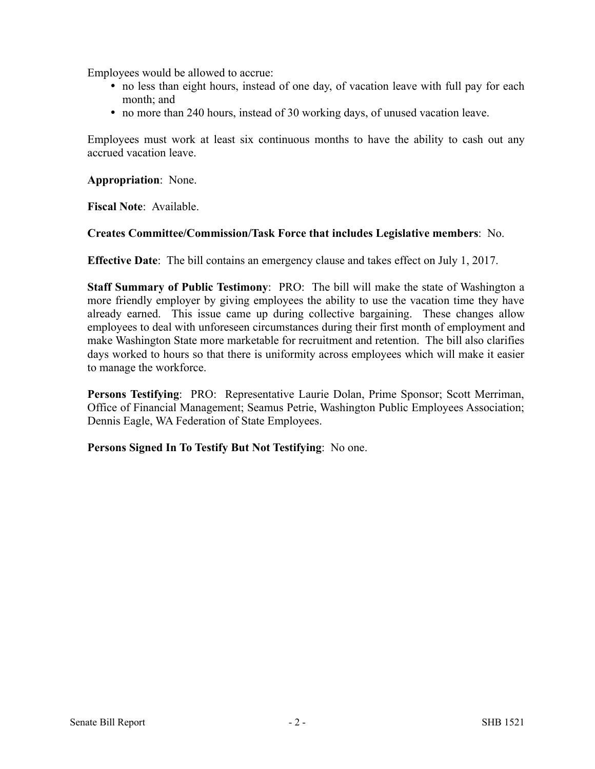Employees would be allowed to accrue:

- no less than eight hours, instead of one day, of vacation leave with full pay for each month; and
- no more than 240 hours, instead of 30 working days, of unused vacation leave.

Employees must work at least six continuous months to have the ability to cash out any accrued vacation leave.

**Appropriation**: None.

**Fiscal Note**: Available.

**Creates Committee/Commission/Task Force that includes Legislative members**: No.

**Effective Date**: The bill contains an emergency clause and takes effect on July 1, 2017.

**Staff Summary of Public Testimony**: PRO: The bill will make the state of Washington a more friendly employer by giving employees the ability to use the vacation time they have already earned. This issue came up during collective bargaining. These changes allow employees to deal with unforeseen circumstances during their first month of employment and make Washington State more marketable for recruitment and retention. The bill also clarifies days worked to hours so that there is uniformity across employees which will make it easier to manage the workforce.

**Persons Testifying**: PRO: Representative Laurie Dolan, Prime Sponsor; Scott Merriman, Office of Financial Management; Seamus Petrie, Washington Public Employees Association; Dennis Eagle, WA Federation of State Employees.

**Persons Signed In To Testify But Not Testifying**: No one.